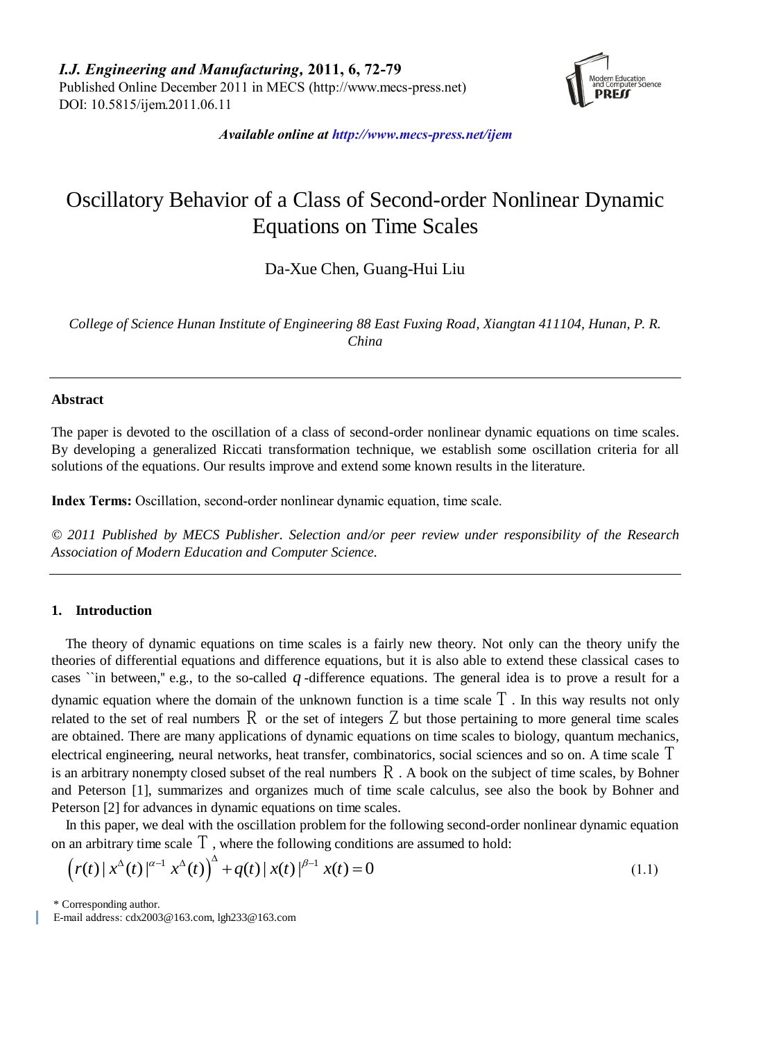*I.J. Engineering and Manufacturing*, **2011, 6, 72-79**
Published Online December 2011 in MECS (http://www.mecs-press.net)
DOI: 10.5815/ijem.2011.06.11

***Available online at http://www.mecs-press.net/ijem***

# Oscillatory Behavior of a Class of Second-order Nonlinear Dynamic Equations on Time Scales

Da-Xue Chen, Guang-Hui Liu

*College of Science Hunan Institute of Engineering 88 East Fuxing Road, Xiangtan 411104, Hunan, P. R. China*

---

### Abstract

The paper is devoted to the oscillation of a class of second-order nonlinear dynamic equations on time scales. By developing a generalized Riccati transformation technique, we establish some oscillation criteria for all solutions of the equations. Our results improve and extend some known results in the literature.

**Index Terms:** Oscillation, second-order nonlinear dynamic equation, time scale.

*© 2011 Published by MECS Publisher. Selection and/or peer review under responsibility of the Research Association of Modern Education and Computer Science.*

---

## 1. Introduction

The theory of dynamic equations on time scales is a fairly new theory. Not only can the theory unify the theories of differential equations and difference equations, but it is also able to extend these classical cases to cases ``in between,'' e.g., to the so-called $q$-difference equations. The general idea is to prove a result for a dynamic equation where the domain of the unknown function is a time scale $\mathbb{T}$. In this way results not only related to the set of real numbers $\mathbb{R}$ or the set of integers $\mathbb{Z}$ but those pertaining to more general time scales are obtained. There are many applications of dynamic equations on time scales to biology, quantum mechanics, electrical engineering, neural networks, heat transfer, combinatorics, social sciences and so on. A time scale $\mathbb{T}$ is an arbitrary nonempty closed subset of the real numbers $\mathbb{R}$. A book on the subject of time scales, by Bohner and Peterson [1], summarizes and organizes much of time scale calculus, see also the book by Bohner and Peterson [2] for advances in dynamic equations on time scales.

In this paper, we deal with the oscillation problem for the following second-order nonlinear dynamic equation on an arbitrary time scale $\mathbb{T}$, where the following conditions are assumed to hold:

$$\left(r(t)\,|x^{\Delta}(t)|^{\alpha-1}\,x^{\Delta}(t)\right)^{\Delta}+q(t)\,|x(t)|^{\beta-1}\,x(t)=0 \tag{1.1}$$

\* Corresponding author.
E-mail address: cdx2003@163.com, lgh233@163.com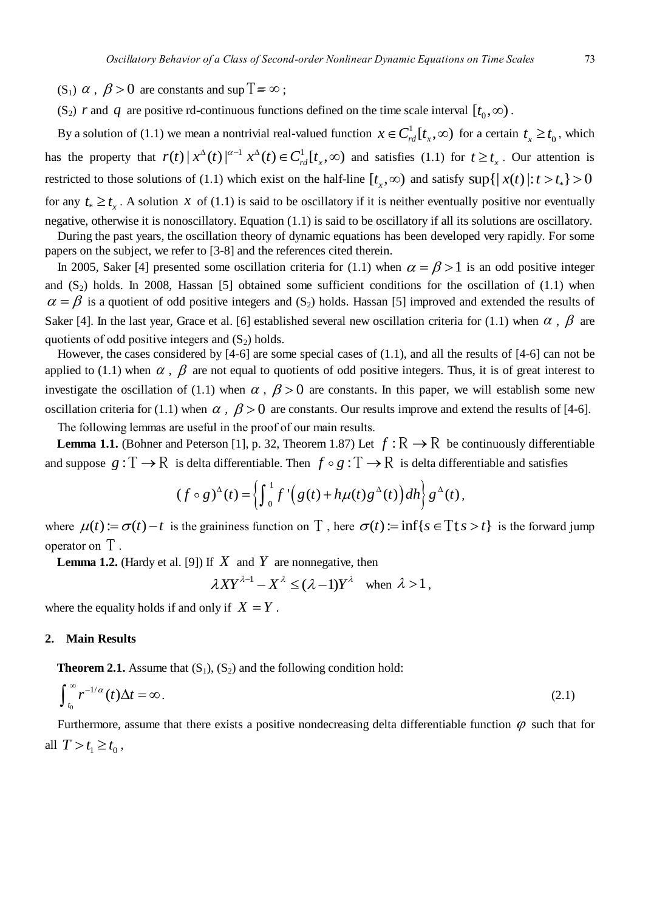($S_1$) $\alpha$, $\beta > 0$ are constants and $\sup \mathbb{T} = \infty$;

($S_2$) $r$ and $q$ are positive rd-continuous functions defined on the time scale interval $[t_0, \infty)$.

By a solution of (1.1) we mean a nontrivial real-valued function $x \in C_{rd}^1[t_x, \infty)$ for a certain $t_x \geq t_0$, which has the property that $r(t)|x^\Delta(t)|^{\alpha-1} x^\Delta(t) \in C_{rd}^1[t_x, \infty)$ and satisfies (1.1) for $t \geq t_x$. Our attention is restricted to those solutions of (1.1) which exist on the half-line $[t_x, \infty)$ and satisfy $\sup\{|x(t)| : t > t_*\} > 0$ for any $t_* \geq t_x$. A solution $x$ of (1.1) is said to be oscillatory if it is neither eventually positive nor eventually negative, otherwise it is nonoscillatory. Equation (1.1) is said to be oscillatory if all its solutions are oscillatory.

During the past years, the oscillation theory of dynamic equations has been developed very rapidly. For some papers on the subject, we refer to [3-8] and the references cited therein.

In 2005, Saker [4] presented some oscillation criteria for (1.1) when $\alpha = \beta > 1$ is an odd positive integer and ($S_2$) holds. In 2008, Hassan [5] obtained some sufficient conditions for the oscillation of (1.1) when $\alpha = \beta$ is a quotient of odd positive integers and ($S_2$) holds. Hassan [5] improved and extended the results of Saker [4]. In the last year, Grace et al. [6] established several new oscillation criteria for (1.1) when $\alpha$, $\beta$ are quotients of odd positive integers and ($S_2$) holds.

However, the cases considered by [4-6] are some special cases of (1.1), and all the results of [4-6] can not be applied to (1.1) when $\alpha$, $\beta$ are not equal to quotients of odd positive integers. Thus, it is of great interest to investigate the oscillation of (1.1) when $\alpha$, $\beta > 0$ are constants. In this paper, we will establish some new oscillation criteria for (1.1) when $\alpha$, $\beta > 0$ are constants. Our results improve and extend the results of [4-6].

The following lemmas are useful in the proof of our main results.

**Lemma 1.1.** (Bohner and Peterson [1], p. 32, Theorem 1.87) Let $f : \mathbb{R} \to \mathbb{R}$ be continuously differentiable and suppose $g : \mathbb{T} \to \mathbb{R}$ is delta differentiable. Then $f \circ g : \mathbb{T} \to \mathbb{R}$ is delta differentiable and satisfies

$$(f \circ g)^\Delta(t) = \left\{ \int_0^1 f'\left(g(t) + h\mu(t)g^\Delta(t)\right) dh \right\} g^\Delta(t),$$

where $\mu(t) := \sigma(t) - t$ is the graininess function on $\mathbb{T}$, here $\sigma(t) := \inf\{s \in \mathbb{T} \, t \, s > t\}$ is the forward jump operator on $\mathbb{T}$.

**Lemma 1.2.** (Hardy et al. [9]) If $X$ and $Y$ are nonnegative, then

$$\lambda X Y^{\lambda-1} - X^\lambda \leq (\lambda - 1) Y^\lambda \quad \text{when } \lambda > 1,$$

where the equality holds if and only if $X = Y$.

## 2. Main Results

**Theorem 2.1.** Assume that ($S_1$), ($S_2$) and the following condition hold:

$$\int_{t_0}^{\infty} r^{-1/\alpha}(t) \Delta t = \infty. \tag{2.1}$$

Furthermore, assume that there exists a positive nondecreasing delta differentiable function $\varphi$ such that for all $T > t_1 \geq t_0$,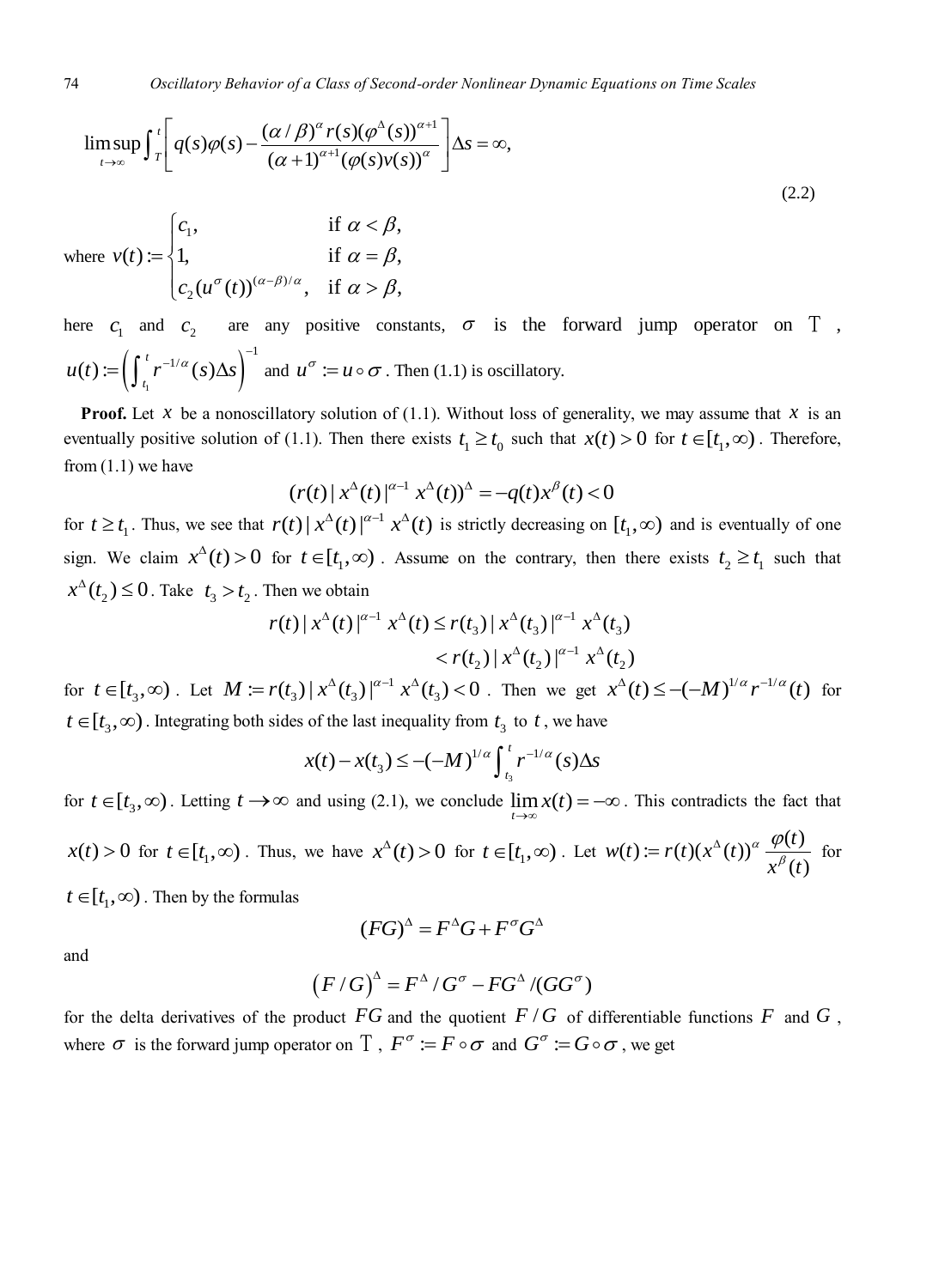$$\limsup_{t\to\infty} \int_T^t \left[ q(s)\varphi(s) - \frac{(\alpha/\beta)^\alpha r(s)(\varphi^\Delta(s))^{\alpha+1}}{(\alpha+1)^{\alpha+1}(\varphi(s)v(s))^\alpha} \right] \Delta s = \infty, \tag{2.2}$$

where $v(t) := \begin{cases} c_1, & \text{if } \alpha < \beta, \\ 1, & \text{if } \alpha = \beta, \\ c_2(u^\sigma(t))^{(\alpha-\beta)/\alpha}, & \text{if } \alpha > \beta, \end{cases}$

here $c_1$ and $c_2$ are any positive constants, $\sigma$ is the forward jump operator on $\mathbb{T}$, $u(t) := \left( \int_{t_1}^t r^{-1/\alpha}(s)\Delta s \right)^{-1}$ and $u^\sigma := u \circ \sigma$. Then (1.1) is oscillatory.

**Proof.** Let $x$ be a nonoscillatory solution of (1.1). Without loss of generality, we may assume that $x$ is an eventually positive solution of (1.1). Then there exists $t_1 \ge t_0$ such that $x(t) > 0$ for $t \in [t_1, \infty)$. Therefore, from (1.1) we have

$$(r(t)|x^\Delta(t)|^{\alpha-1}x^\Delta(t))^\Delta = -q(t)x^\beta(t) < 0$$

for $t \ge t_1$. Thus, we see that $r(t)|x^\Delta(t)|^{\alpha-1}x^\Delta(t)$ is strictly decreasing on $[t_1, \infty)$ and is eventually of one sign. We claim $x^\Delta(t) > 0$ for $t \in [t_1, \infty)$. Assume on the contrary, then there exists $t_2 \ge t_1$ such that $x^\Delta(t_2) \le 0$. Take $t_3 > t_2$. Then we obtain

$$\begin{aligned} r(t)|x^\Delta(t)|^{\alpha-1}x^\Delta(t) &\le r(t_3)|x^\Delta(t_3)|^{\alpha-1}x^\Delta(t_3) \\ &< r(t_2)|x^\Delta(t_2)|^{\alpha-1}x^\Delta(t_2) \end{aligned}$$

for $t \in [t_3, \infty)$. Let $M := r(t_3)|x^\Delta(t_3)|^{\alpha-1}x^\Delta(t_3) < 0$. Then we get $x^\Delta(t) \le -(-M)^{1/\alpha} r^{-1/\alpha}(t)$ for $t \in [t_3, \infty)$. Integrating both sides of the last inequality from $t_3$ to $t$, we have

$$x(t) - x(t_3) \le -(-M)^{1/\alpha} \int_{t_3}^t r^{-1/\alpha}(s)\Delta s$$

for $t \in [t_3, \infty)$. Letting $t \to \infty$ and using (2.1), we conclude $\lim_{t\to\infty} x(t) = -\infty$. This contradicts the fact that $x(t) > 0$ for $t \in [t_1, \infty)$. Thus, we have $x^\Delta(t) > 0$ for $t \in [t_1, \infty)$. Let $w(t) := r(t)(x^\Delta(t))^\alpha \dfrac{\varphi(t)}{x^\beta(t)}$ for $t \in [t_1, \infty)$. Then by the formulas

$$(FG)^\Delta = F^\Delta G + F^\sigma G^\Delta$$

and

$$(F/G)^\Delta = F^\Delta / G^\sigma - FG^\Delta / (GG^\sigma)$$

for the delta derivatives of the product $FG$ and the quotient $F/G$ of differentiable functions $F$ and $G$, where $\sigma$ is the forward jump operator on $\mathbb{T}$, $F^\sigma := F \circ \sigma$ and $G^\sigma := G \circ \sigma$, we get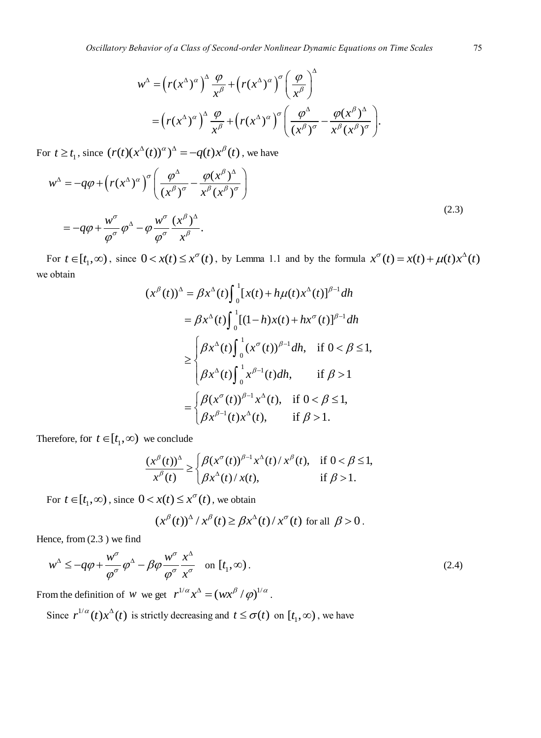$$w^{\Delta} = \left(r(x^{\Delta})^{\alpha}\right)^{\Delta} \frac{\varphi}{x^{\beta}} + \left(r(x^{\Delta})^{\alpha}\right)^{\sigma} \left(\frac{\varphi}{x^{\beta}}\right)^{\Delta}$$

$$= \left(r(x^{\Delta})^{\alpha}\right)^{\Delta} \frac{\varphi}{x^{\beta}} + \left(r(x^{\Delta})^{\alpha}\right)^{\sigma} \left(\frac{\varphi^{\Delta}}{(x^{\beta})^{\sigma}} - \frac{\varphi(x^{\beta})^{\Delta}}{x^{\beta}(x^{\beta})^{\sigma}}\right).$$

For $t \geq t_1$, since $(r(t)(x^{\Delta}(t))^{\alpha})^{\Delta} = -q(t)x^{\beta}(t)$, we have

$$\begin{aligned} w^{\Delta} &= -q\varphi + \left(r(x^{\Delta})^{\alpha}\right)^{\sigma} \left(\frac{\varphi^{\Delta}}{(x^{\beta})^{\sigma}} - \frac{\varphi(x^{\beta})^{\Delta}}{x^{\beta}(x^{\beta})^{\sigma}}\right) \\ &= -q\varphi + \frac{w^{\sigma}}{\varphi^{\sigma}}\varphi^{\Delta} - \varphi\frac{w^{\sigma}}{\varphi^{\sigma}}\frac{(x^{\beta})^{\Delta}}{x^{\beta}}. \end{aligned} \tag{2.3}$$

For $t \in [t_1, \infty)$, since $0 < x(t) \leq x^{\sigma}(t)$, by Lemma 1.1 and by the formula $x^{\sigma}(t) = x(t) + \mu(t)x^{\Delta}(t)$ we obtain

$$\begin{aligned} (x^{\beta}(t))^{\Delta} &= \beta x^{\Delta}(t)\int_0^1 [x(t) + h\mu(t)x^{\Delta}(t)]^{\beta-1}dh \\ &= \beta x^{\Delta}(t)\int_0^1 [(1-h)x(t) + hx^{\sigma}(t)]^{\beta-1}dh \\ &\geq \begin{cases} \beta x^{\Delta}(t)\int_0^1 (x^{\sigma}(t))^{\beta-1}dh, & \text{if } 0 < \beta \leq 1, \\ \beta x^{\Delta}(t)\int_0^1 x^{\beta-1}(t)dh, & \text{if } \beta > 1 \end{cases} \\ &= \begin{cases} \beta (x^{\sigma}(t))^{\beta-1}x^{\Delta}(t), & \text{if } 0 < \beta \leq 1, \\ \beta x^{\beta-1}(t)x^{\Delta}(t), & \text{if } \beta > 1. \end{cases} \end{aligned}$$

Therefore, for $t \in [t_1, \infty)$ we conclude

$$\frac{(x^{\beta}(t))^{\Delta}}{x^{\beta}(t)} \geq \begin{cases} \beta(x^{\sigma}(t))^{\beta-1}x^{\Delta}(t)/x^{\beta}(t), & \text{if } 0 < \beta \leq 1, \\ \beta x^{\Delta}(t)/x(t), & \text{if } \beta > 1. \end{cases}$$

For $t \in [t_1, \infty)$, since $0 < x(t) \leq x^{\sigma}(t)$, we obtain

$$(x^{\beta}(t))^{\Delta}/x^{\beta}(t) \geq \beta x^{\Delta}(t)/x^{\sigma}(t) \text{ for all } \beta > 0.$$

Hence, from (2.3 ) we find

$$w^{\Delta} \leq -q\varphi + \frac{w^{\sigma}}{\varphi^{\sigma}}\varphi^{\Delta} - \beta\varphi\frac{w^{\sigma}}{\varphi^{\sigma}}\frac{x^{\Delta}}{x^{\sigma}} \quad \text{on } [t_1, \infty). \tag{2.4}$$

From the definition of $w$ we get $r^{1/\alpha}x^{\Delta} = (wx^{\beta}/\varphi)^{1/\alpha}$.

Since $r^{1/\alpha}(t)x^{\Delta}(t)$ is strictly decreasing and $t \leq \sigma(t)$ on $[t_1, \infty)$, we have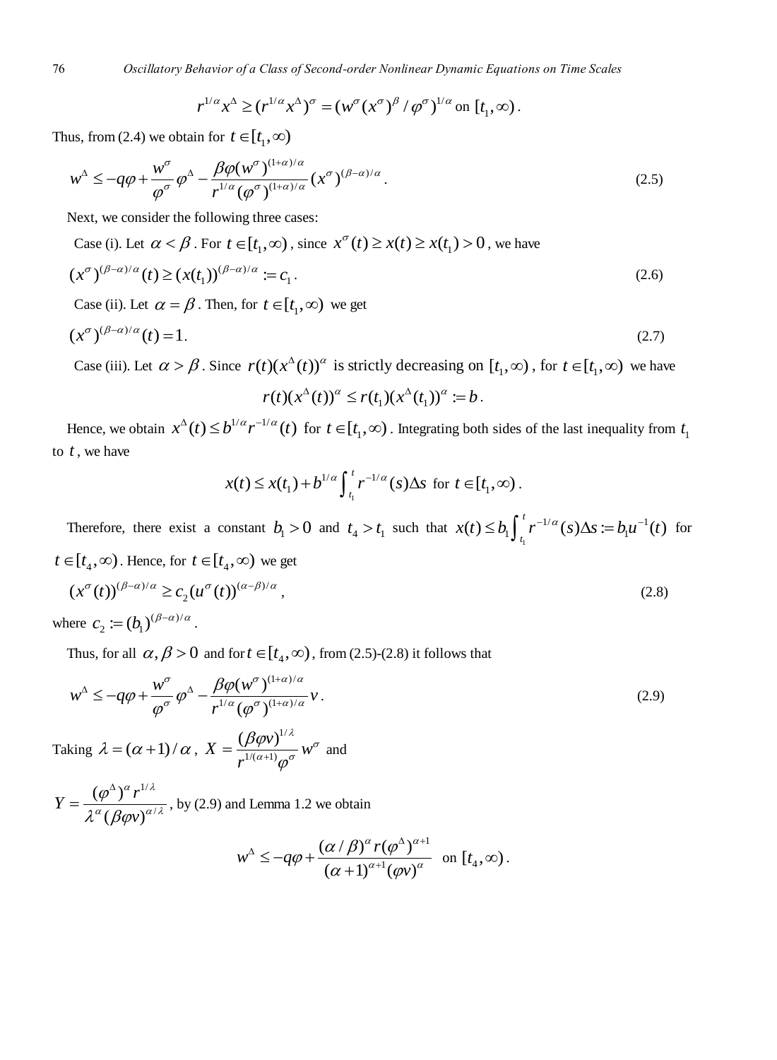$$r^{1/\alpha} x^{\Delta} \geq (r^{1/\alpha} x^{\Delta})^{\sigma} = (w^{\sigma} (x^{\sigma})^{\beta} / \varphi^{\sigma})^{1/\alpha} \text{ on } [t_1, \infty).$$

Thus, from (2.4) we obtain for $t \in [t_1, \infty)$

$$w^{\Delta} \leq -q\varphi + \frac{w^{\sigma}}{\varphi^{\sigma}} \varphi^{\Delta} - \frac{\beta \varphi (w^{\sigma})^{(1+\alpha)/\alpha}}{r^{1/\alpha} (\varphi^{\sigma})^{(1+\alpha)/\alpha}} (x^{\sigma})^{(\beta-\alpha)/\alpha}. \tag{2.5}$$

Next, we consider the following three cases:

Case (i). Let $\alpha < \beta$. For $t \in [t_1, \infty)$, since $x^{\sigma}(t) \geq x(t) \geq x(t_1) > 0$, we have

$$(x^{\sigma})^{(\beta-\alpha)/\alpha}(t) \geq (x(t_1))^{(\beta-\alpha)/\alpha} := c_1. \tag{2.6}$$

Case (ii). Let $\alpha = \beta$. Then, for $t \in [t_1, \infty)$ we get

$$(x^{\sigma})^{(\beta-\alpha)/\alpha}(t) = 1. \tag{2.7}$$

Case (iii). Let $\alpha > \beta$. Since $r(t)(x^{\Delta}(t))^{\alpha}$ is strictly decreasing on $[t_1, \infty)$, for $t \in [t_1, \infty)$ we have

$$r(t)(x^{\Delta}(t))^{\alpha} \leq r(t_1)(x^{\Delta}(t_1))^{\alpha} := b.$$

Hence, we obtain $x^{\Delta}(t) \leq b^{1/\alpha} r^{-1/\alpha}(t)$ for $t \in [t_1, \infty)$. Integrating both sides of the last inequality from $t_1$ to $t$, we have

$$x(t) \leq x(t_1) + b^{1/\alpha} \int_{t_1}^{t} r^{-1/\alpha}(s) \Delta s \text{ for } t \in [t_1, \infty).$$

Therefore, there exist a constant $b_1 > 0$ and $t_4 > t_1$ such that $x(t) \leq b_1 \int_{t_1}^{t} r^{-1/\alpha}(s) \Delta s := b_1 u^{-1}(t)$ for $t \in [t_4, \infty)$. Hence, for $t \in [t_4, \infty)$ we get

$$(x^{\sigma}(t))^{(\beta-\alpha)/\alpha} \geq c_2 (u^{\sigma}(t))^{(\alpha-\beta)/\alpha}, \tag{2.8}$$

where $c_2 := (b_1)^{(\beta-\alpha)/\alpha}$.

Thus, for all $\alpha, \beta > 0$ and for $t \in [t_4, \infty)$, from (2.5)-(2.8) it follows that

$$w^{\Delta} \leq -q\varphi + \frac{w^{\sigma}}{\varphi^{\sigma}} \varphi^{\Delta} - \frac{\beta \varphi (w^{\sigma})^{(1+\alpha)/\alpha}}{r^{1/\alpha} (\varphi^{\sigma})^{(1+\alpha)/\alpha}} v. \tag{2.9}$$

Taking $\lambda = (\alpha+1)/\alpha$, $X = \dfrac{(\beta \varphi v)^{1/\lambda}}{r^{1/(\alpha+1)} \varphi^{\sigma}} w^{\sigma}$ and

$Y = \dfrac{(\varphi^{\Delta})^{\alpha} r^{1/\lambda}}{\lambda^{\alpha} (\beta \varphi v)^{\alpha/\lambda}}$, by (2.9) and Lemma 1.2 we obtain

$$w^{\Delta} \leq -q\varphi + \frac{(\alpha/\beta)^{\alpha} r (\varphi^{\Delta})^{\alpha+1}}{(\alpha+1)^{\alpha+1} (\varphi v)^{\alpha}} \quad \text{on } [t_4, \infty).$$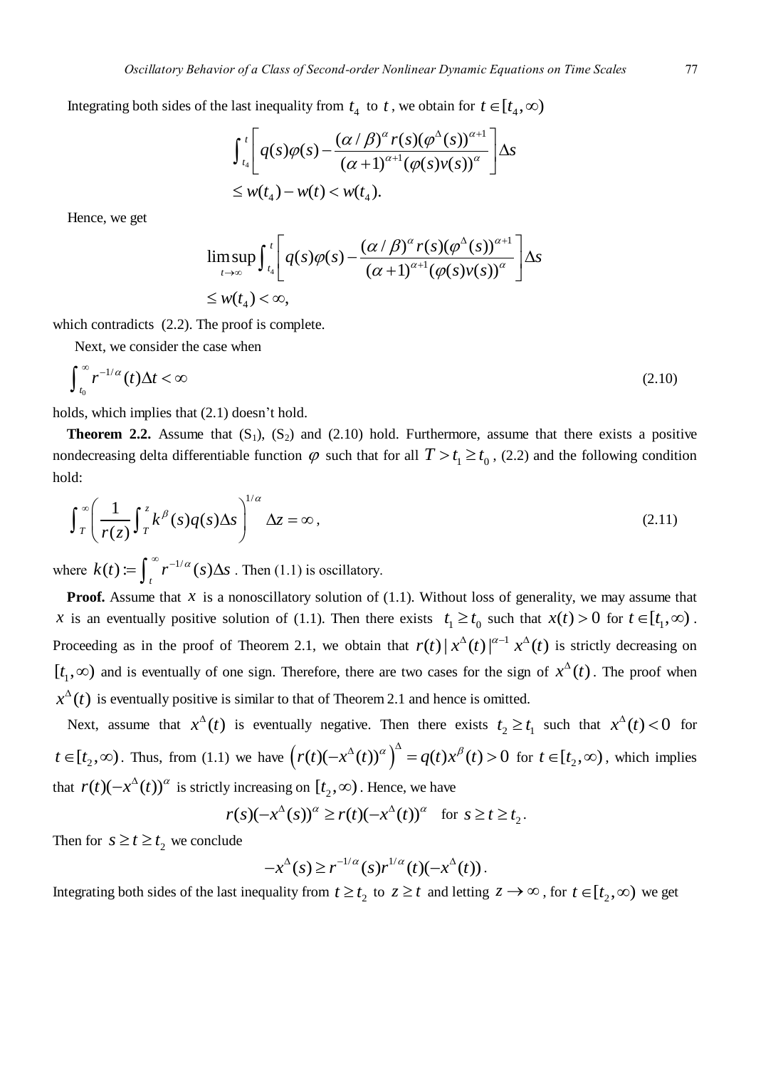Integrating both sides of the last inequality from $t_4$ to $t$, we obtain for $t \in [t_4, \infty)$

$$\int_{t_4}^{t} \left[ q(s)\varphi(s) - \frac{(\alpha/\beta)^{\alpha} r(s)(\varphi^{\Delta}(s))^{\alpha+1}}{(\alpha+1)^{\alpha+1}(\varphi(s)v(s))^{\alpha}} \right] \Delta s$$
$$\leq w(t_4) - w(t) < w(t_4).$$

Hence, we get

$$\limsup_{t\to\infty} \int_{t_4}^{t} \left[ q(s)\varphi(s) - \frac{(\alpha/\beta)^{\alpha} r(s)(\varphi^{\Delta}(s))^{\alpha+1}}{(\alpha+1)^{\alpha+1}(\varphi(s)v(s))^{\alpha}} \right] \Delta s$$
$$\leq w(t_4) < \infty,$$

which contradicts (2.2). The proof is complete.

Next, we consider the case when

$$\int_{t_0}^{\infty} r^{-1/\alpha}(t)\Delta t < \infty \tag{2.10}$$

holds, which implies that (2.1) doesn't hold.

**Theorem 2.2.** Assume that $(S_1)$, $(S_2)$ and (2.10) hold. Furthermore, assume that there exists a positive nondecreasing delta differentiable function $\varphi$ such that for all $T > t_1 \geq t_0$, (2.2) and the following condition hold:

$$\int_{T}^{\infty} \left( \frac{1}{r(z)} \int_{T}^{z} k^{\beta}(s) q(s) \Delta s \right)^{1/\alpha} \Delta z = \infty, \tag{2.11}$$

where $k(t) := \int_{t}^{\infty} r^{-1/\alpha}(s)\Delta s$. Then (1.1) is oscillatory.

**Proof.** Assume that $x$ is a nonoscillatory solution of (1.1). Without loss of generality, we may assume that $x$ is an eventually positive solution of (1.1). Then there exists $t_1 \geq t_0$ such that $x(t) > 0$ for $t \in [t_1, \infty)$. Proceeding as in the proof of Theorem 2.1, we obtain that $r(t)|x^{\Delta}(t)|^{\alpha-1} x^{\Delta}(t)$ is strictly decreasing on $[t_1, \infty)$ and is eventually of one sign. Therefore, there are two cases for the sign of $x^{\Delta}(t)$. The proof when $x^{\Delta}(t)$ is eventually positive is similar to that of Theorem 2.1 and hence is omitted.

Next, assume that $x^{\Delta}(t)$ is eventually negative. Then there exists $t_2 \geq t_1$ such that $x^{\Delta}(t) < 0$ for $t \in [t_2, \infty)$. Thus, from (1.1) we have $\left( r(t)(-x^{\Delta}(t))^{\alpha} \right)^{\Delta} = q(t)x^{\beta}(t) > 0$ for $t \in [t_2, \infty)$, which implies that $r(t)(-x^{\Delta}(t))^{\alpha}$ is strictly increasing on $[t_2, \infty)$. Hence, we have

$$r(s)(-x^{\Delta}(s))^{\alpha} \geq r(t)(-x^{\Delta}(t))^{\alpha} \quad \text{for } s \geq t \geq t_2.$$

Then for $s \geq t \geq t_2$ we conclude

$$-x^{\Delta}(s) \geq r^{-1/\alpha}(s) r^{1/\alpha}(t)(-x^{\Delta}(t)).$$

Integrating both sides of the last inequality from $t \geq t_2$ to $z \geq t$ and letting $z \to \infty$, for $t \in [t_2, \infty)$ we get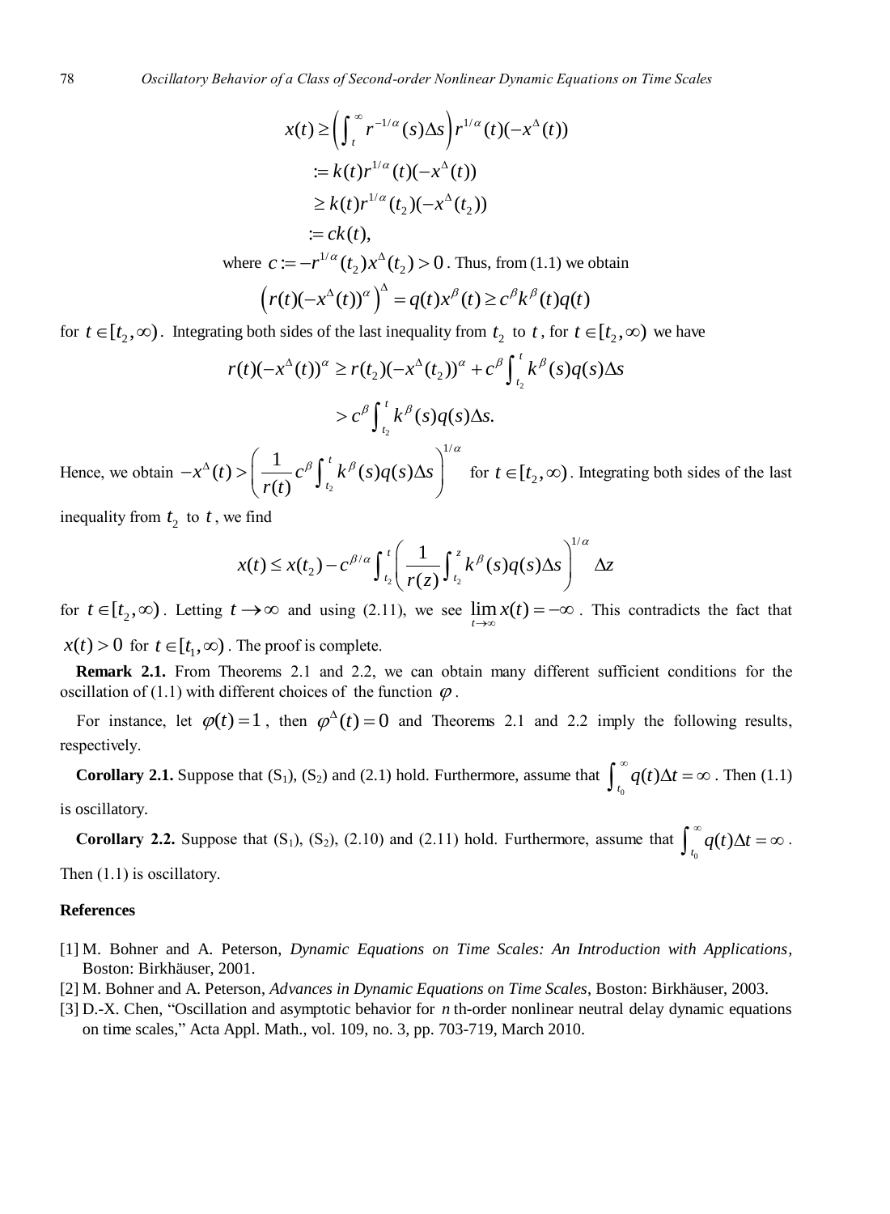$$
\begin{aligned}
x(t) &\geq \left( \int_t^\infty r^{-1/\alpha}(s)\Delta s \right) r^{1/\alpha}(t)(-x^\Delta(t)) \\
&:= k(t) r^{1/\alpha}(t)(-x^\Delta(t)) \\
&\geq k(t) r^{1/\alpha}(t_2)(-x^\Delta(t_2)) \\
&:= ck(t),
\end{aligned}
$$

where $c := -r^{1/\alpha}(t_2)x^\Delta(t_2) > 0$. Thus, from (1.1) we obtain

$$
\left( r(t)(-x^\Delta(t))^\alpha \right)^\Delta = q(t)x^\beta(t) \geq c^\beta k^\beta(t) q(t)
$$

for $t \in [t_2, \infty)$. Integrating both sides of the last inequality from $t_2$ to $t$, for $t \in [t_2, \infty)$ we have

$$
\begin{aligned}
r(t)(-x^\Delta(t))^\alpha &\geq r(t_2)(-x^\Delta(t_2))^\alpha + c^\beta \int_{t_2}^t k^\beta(s) q(s) \Delta s \\
&> c^\beta \int_{t_2}^t k^\beta(s) q(s) \Delta s.
\end{aligned}
$$

Hence, we obtain $-x^\Delta(t) > \left( \dfrac{1}{r(t)} c^\beta \displaystyle\int_{t_2}^t k^\beta(s) q(s) \Delta s \right)^{1/\alpha}$ for $t \in [t_2, \infty)$. Integrating both sides of the last inequality from $t_2$ to $t$, we find

$$
x(t) \leq x(t_2) - c^{\beta/\alpha} \int_{t_2}^t \left( \frac{1}{r(z)} \int_{t_2}^z k^\beta(s) q(s) \Delta s \right)^{1/\alpha} \Delta z
$$

for $t \in [t_2, \infty)$. Letting $t \to \infty$ and using (2.11), we see $\lim_{t\to\infty} x(t) = -\infty$. This contradicts the fact that $x(t) > 0$ for $t \in [t_1, \infty)$. The proof is complete.

**Remark 2.1.** From Theorems 2.1 and 2.2, we can obtain many different sufficient conditions for the oscillation of (1.1) with different choices of the function $\varphi$.

For instance, let $\varphi(t) = 1$, then $\varphi^\Delta(t) = 0$ and Theorems 2.1 and 2.2 imply the following results, respectively.

**Corollary 2.1.** Suppose that (S$_1$), (S$_2$) and (2.1) hold. Furthermore, assume that $\int_{t_0}^\infty q(t)\Delta t = \infty$. Then (1.1) is oscillatory.

**Corollary 2.2.** Suppose that (S$_1$), (S$_2$), (2.10) and (2.11) hold. Furthermore, assume that $\int_{t_0}^\infty q(t)\Delta t = \infty$. Then (1.1) is oscillatory.

## References

[1] M. Bohner and A. Peterson, *Dynamic Equations on Time Scales: An Introduction with Applications*, Boston: Birkhäuser, 2001.

[2] M. Bohner and A. Peterson, *Advances in Dynamic Equations on Time Scales*, Boston: Birkhäuser, 2003.

[3] D.-X. Chen, "Oscillation and asymptotic behavior for $n$ th-order nonlinear neutral delay dynamic equations on time scales," Acta Appl. Math., vol. 109, no. 3, pp. 703-719, March 2010.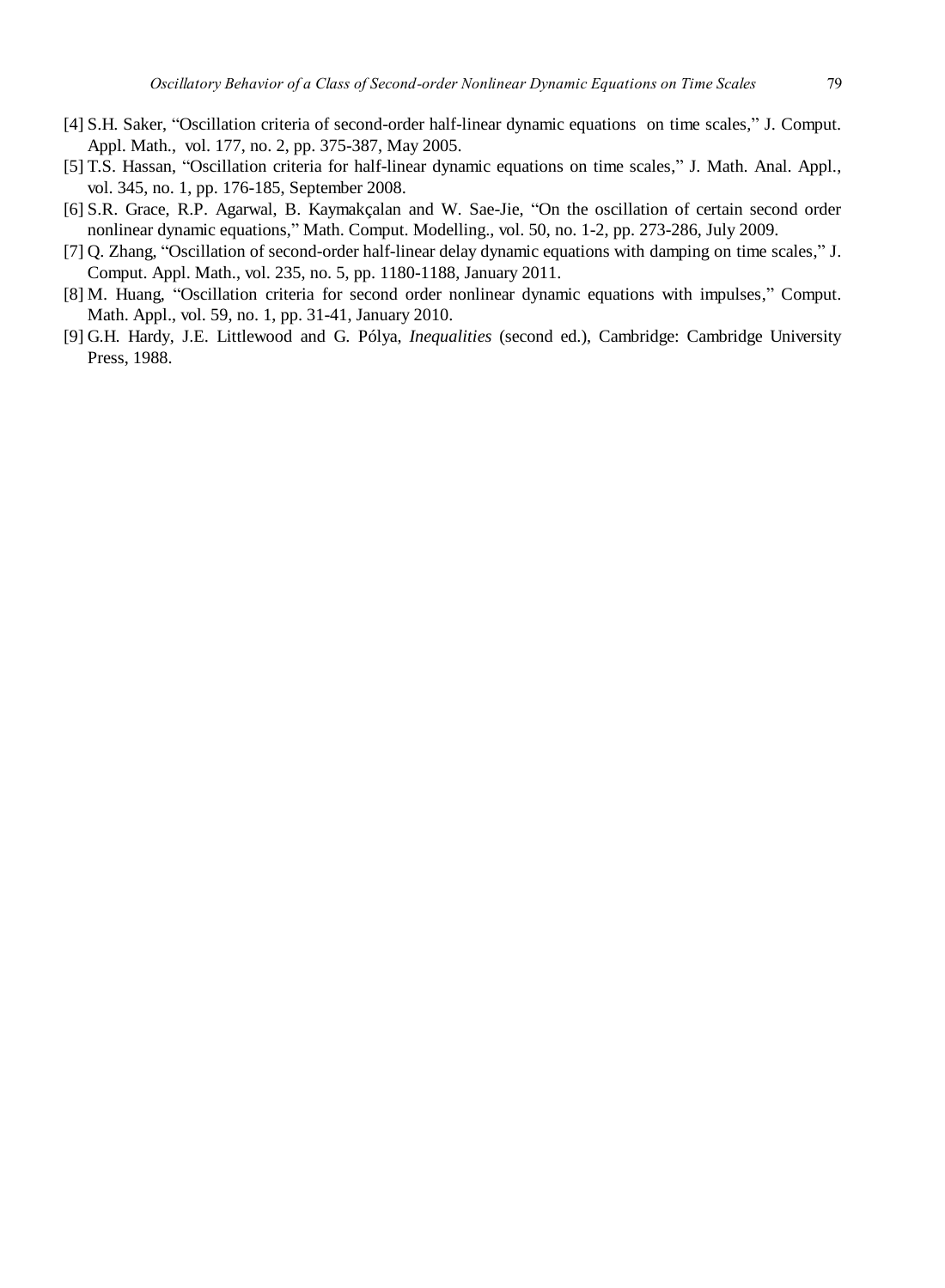[4] S.H. Saker, "Oscillation criteria of second-order half-linear dynamic equations on time scales," J. Comput. Appl. Math., vol. 177, no. 2, pp. 375-387, May 2005.

[5] T.S. Hassan, "Oscillation criteria for half-linear dynamic equations on time scales," J. Math. Anal. Appl., vol. 345, no. 1, pp. 176-185, September 2008.

[6] S.R. Grace, R.P. Agarwal, B. Kaymakçalan and W. Sae-Jie, "On the oscillation of certain second order nonlinear dynamic equations," Math. Comput. Modelling., vol. 50, no. 1-2, pp. 273-286, July 2009.

[7] Q. Zhang, "Oscillation of second-order half-linear delay dynamic equations with damping on time scales," J. Comput. Appl. Math., vol. 235, no. 5, pp. 1180-1188, January 2011.

[8] M. Huang, "Oscillation criteria for second order nonlinear dynamic equations with impulses," Comput. Math. Appl., vol. 59, no. 1, pp. 31-41, January 2010.

[9] G.H. Hardy, J.E. Littlewood and G. Pólya, *Inequalities* (second ed.), Cambridge: Cambridge University Press, 1988.